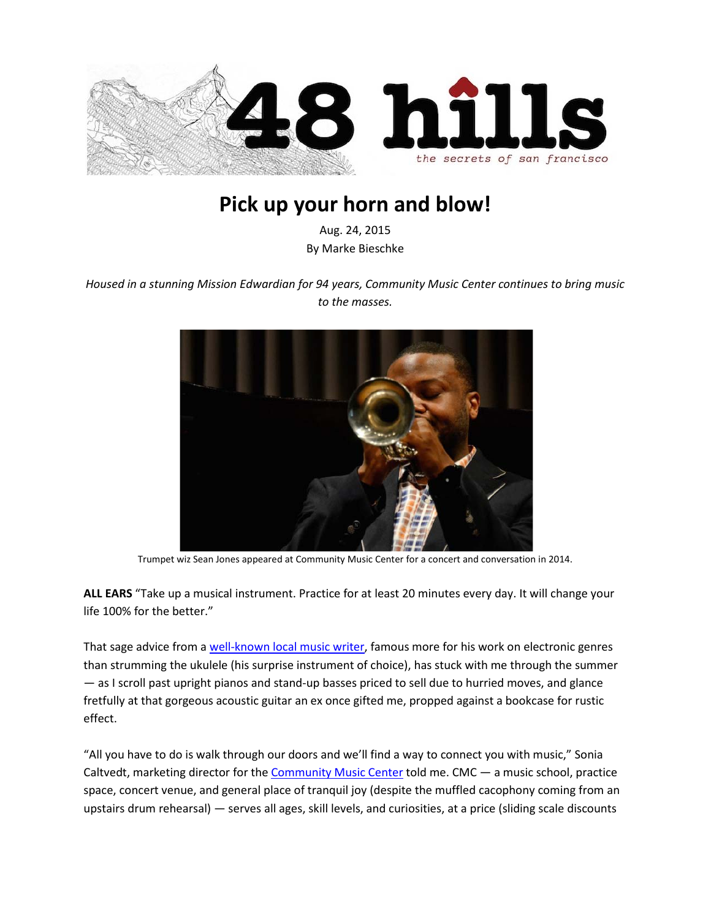# Pick up your horn and blow!

Aug. 24, 2015
By Marke Bieschke

*Housed in a stunning Mission Edwardian for 94 years, Community Music Center continues to bring music to the masses.*

Trumpet wiz Sean Jones appeared at Community Music Center for a concert and conversation in 2014.

**ALL EARS** "Take up a musical instrument. Practice for at least 20 minutes every day. It will change your life 100% for the better."

That sage advice from a well-known local music writer, famous more for his work on electronic genres than strumming the ukulele (his surprise instrument of choice), has stuck with me through the summer — as I scroll past upright pianos and stand-up basses priced to sell due to hurried moves, and glance fretfully at that gorgeous acoustic guitar an ex once gifted me, propped against a bookcase for rustic effect.

"All you have to do is walk through our doors and we'll find a way to connect you with music," Sonia Caltvedt, marketing director for the Community Music Center told me. CMC — a music school, practice space, concert venue, and general place of tranquil joy (despite the muffled cacophony coming from an upstairs drum rehearsal) — serves all ages, skill levels, and curiosities, at a price (sliding scale discounts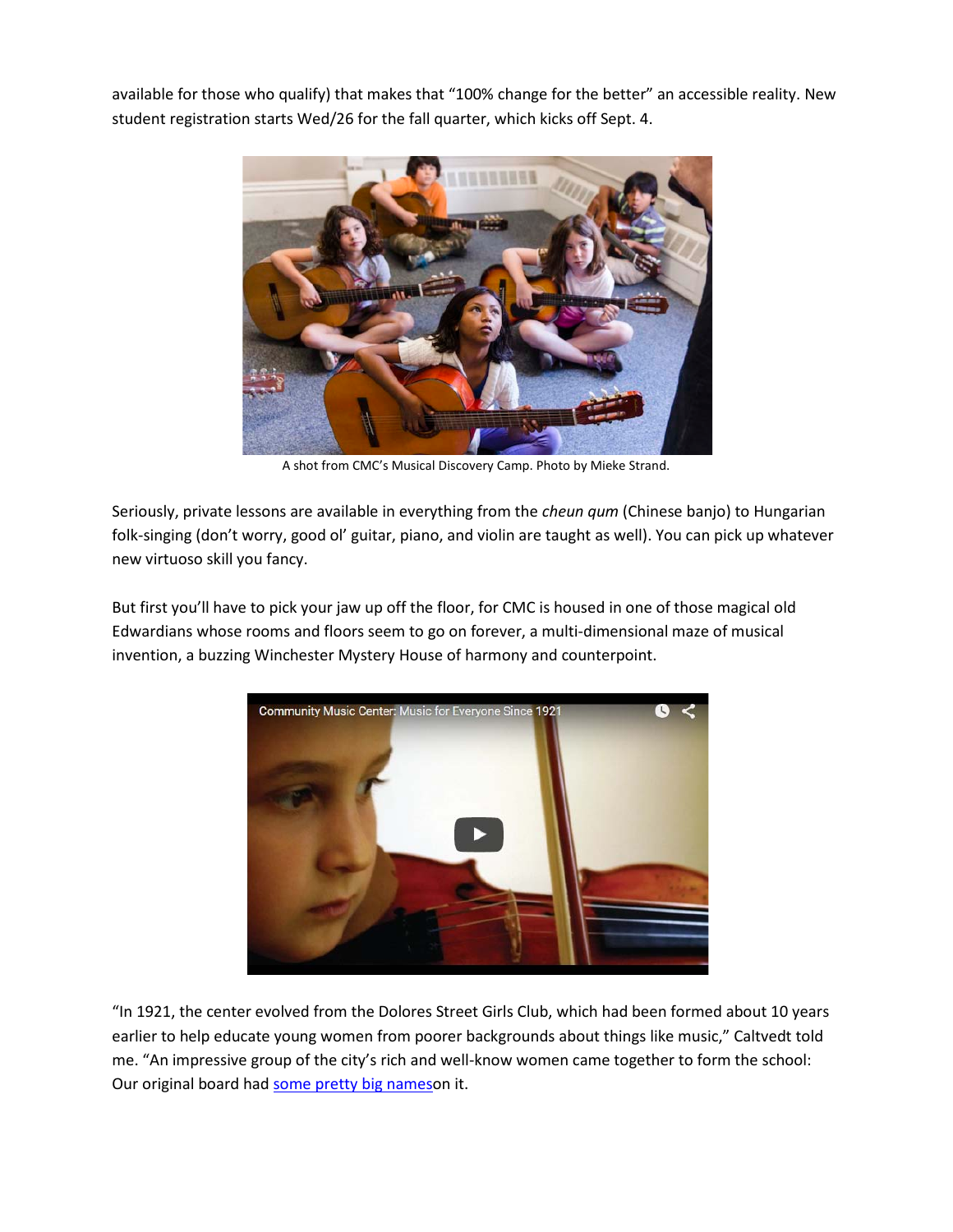available for those who qualify) that makes that "100% change for the better" an accessible reality. New student registration starts Wed/26 for the fall quarter, which kicks off Sept. 4.

A shot from CMC's Musical Discovery Camp. Photo by Mieke Strand.

Seriously, private lessons are available in everything from the *cheun qum* (Chinese banjo) to Hungarian folk-singing (don't worry, good ol' guitar, piano, and violin are taught as well). You can pick up whatever new virtuoso skill you fancy.

But first you'll have to pick your jaw up off the floor, for CMC is housed in one of those magical old Edwardians whose rooms and floors seem to go on forever, a multi-dimensional maze of musical invention, a buzzing Winchester Mystery House of harmony and counterpoint.

"In 1921, the center evolved from the Dolores Street Girls Club, which had been formed about 10 years earlier to help educate young women from poorer backgrounds about things like music," Caltvedt told me. "An impressive group of the city's rich and well-know women came together to form the school: Our original board had some pretty big nameson it.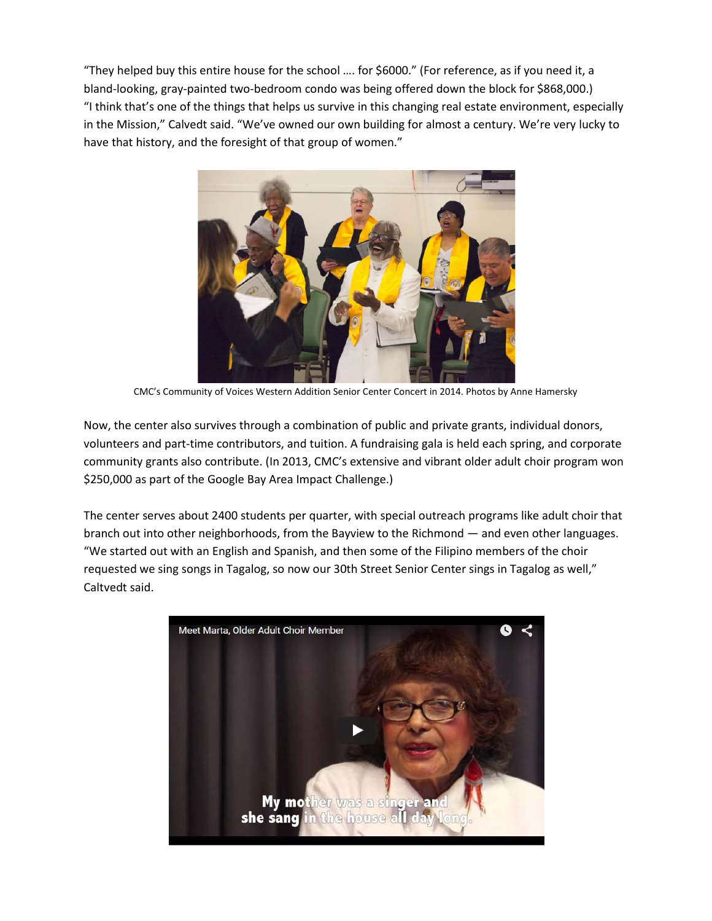"They helped buy this entire house for the school …. for $6000." (For reference, as if you need it, a bland-looking, gray-painted two-bedroom condo was being offered down the block for $868,000.) "I think that's one of the things that helps us survive in this changing real estate environment, especially in the Mission," Calvedt said. "We've owned our own building for almost a century. We're very lucky to have that history, and the foresight of that group of women."

CMC's Community of Voices Western Addition Senior Center Concert in 2014. Photos by Anne Hamersky

Now, the center also survives through a combination of public and private grants, individual donors, volunteers and part-time contributors, and tuition. A fundraising gala is held each spring, and corporate community grants also contribute. (In 2013, CMC's extensive and vibrant older adult choir program won $250,000 as part of the Google Bay Area Impact Challenge.)

The center serves about 2400 students per quarter, with special outreach programs like adult choir that branch out into other neighborhoods, from the Bayview to the Richmond — and even other languages. "We started out with an English and Spanish, and then some of the Filipino members of the choir requested we sing songs in Tagalog, so now our 30th Street Senior Center sings in Tagalog as well," Caltvedt said.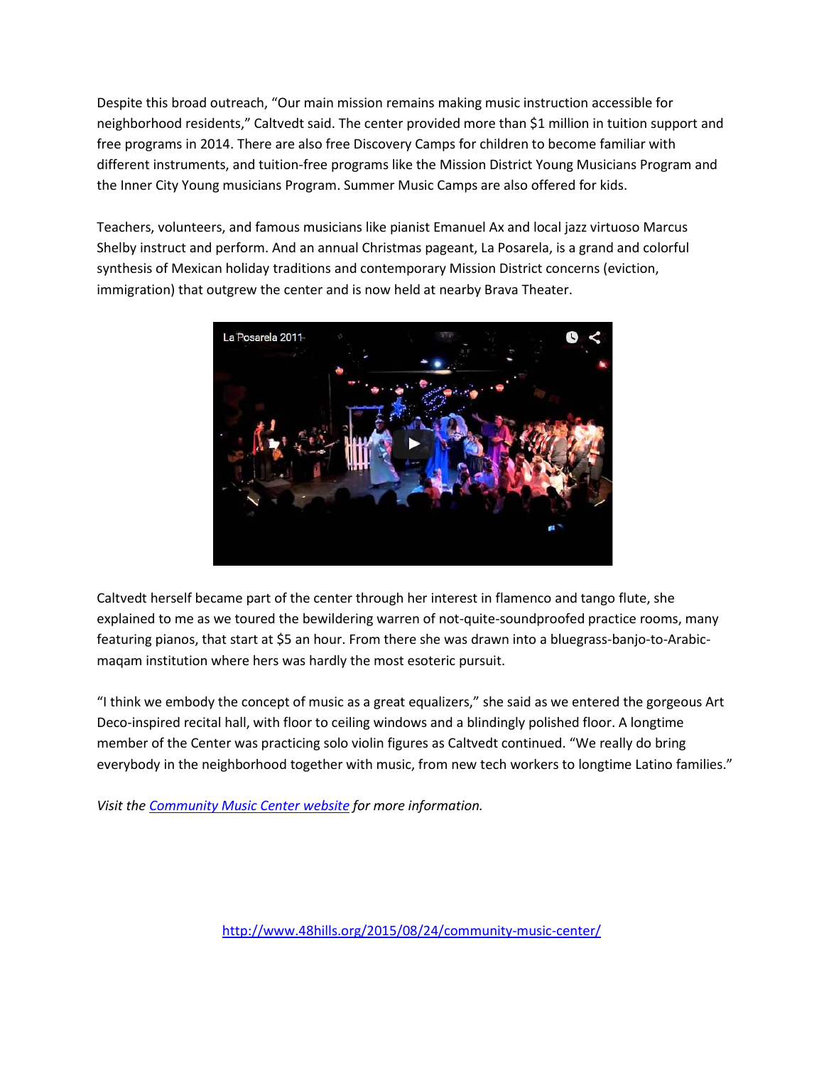Despite this broad outreach, "Our main mission remains making music instruction accessible for neighborhood residents," Caltvedt said. The center provided more than $1 million in tuition support and free programs in 2014. There are also free Discovery Camps for children to become familiar with different instruments, and tuition-free programs like the Mission District Young Musicians Program and the Inner City Young musicians Program. Summer Music Camps are also offered for kids.

Teachers, volunteers, and famous musicians like pianist Emanuel Ax and local jazz virtuoso Marcus Shelby instruct and perform. And an annual Christmas pageant, La Posarela, is a grand and colorful synthesis of Mexican holiday traditions and contemporary Mission District concerns (eviction, immigration) that outgrew the center and is now held at nearby Brava Theater.

La Posarela 2011

Caltvedt herself became part of the center through her interest in flamenco and tango flute, she explained to me as we toured the bewildering warren of not-quite-soundproofed practice rooms, many featuring pianos, that start at $5 an hour. From there she was drawn into a bluegrass-banjo-to-Arabic-maqam institution where hers was hardly the most esoteric pursuit.

"I think we embody the concept of music as a great equalizers," she said as we entered the gorgeous Art Deco-inspired recital hall, with floor to ceiling windows and a blindingly polished floor. A longtime member of the Center was practicing solo violin figures as Caltvedt continued. "We really do bring everybody in the neighborhood together with music, from new tech workers to longtime Latino families."

*Visit the [Community Music Center website](http://www.48hills.org/2015/08/24/community-music-center/) for more information.*

http://www.48hills.org/2015/08/24/community-music-center/